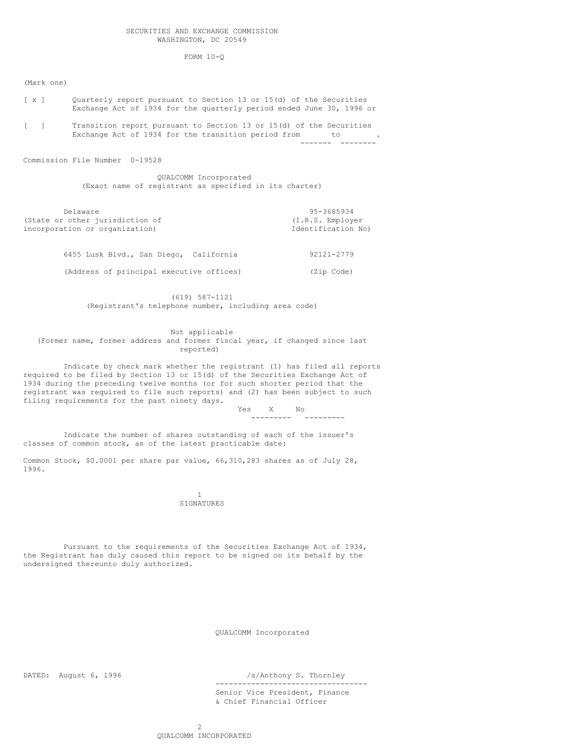SECURITIES AND EXCHANGE COMMISSION
WASHINGTON, DC 20549

FORM 10-Q

(Mark one)

[ x ] Quarterly report pursuant to Section 13 or 15(d) of the Securities Exchange Act of 1934 for the quarterly period ended June 30, 1996 or

[ ] Transition report pursuant to Section 13 or 15(d) of the Securities Exchange Act of 1934 for the transition period from ________ to ________.

Commission File Number 0-19528

QUALCOMM Incorporated
(Exact name of registrant as specified in its charter)

| | |
|---|---|
| Delaware | 95-3685934 |
| (State or other jurisdiction of incorporation or organization) | (I.R.S. Employer Identification No) |
| 6455 Lusk Blvd., San Diego, California | 92121-2779 |
| (Address of principal executive offices) | (Zip Code) |

(619) 587-1121
(Registrant's telephone number, including area code)

Not applicable
(Former name, former address and former fiscal year, if changed since last reported)

Indicate by check mark whether the registrant (1) has filed all reports required to be filed by Section 13 or 15(d) of the Securities Exchange Act of 1934 during the preceding twelve months (or for such shorter period that the registrant was required to file such reports) and (2) has been subject to such filing requirements for the past ninety days.

Yes X No

Indicate the number of shares outstanding of each of the issuer's classes of common stock, as of the latest practicable date:

Common Stock, $0.0001 per share par value, 66,310,283 shares as of July 28, 1996.

SIGNATURES

Pursuant to the requirements of the Securities Exchange Act of 1934, the Registrant has duly caused this report to be signed on its behalf by the undersigned thereunto duly authorized.

QUALCOMM Incorporated

DATED: August 6, 1996

/s/Anthony S. Thornley
Senior Vice President, Finance & Chief Financial Officer

QUALCOMM INCORPORATED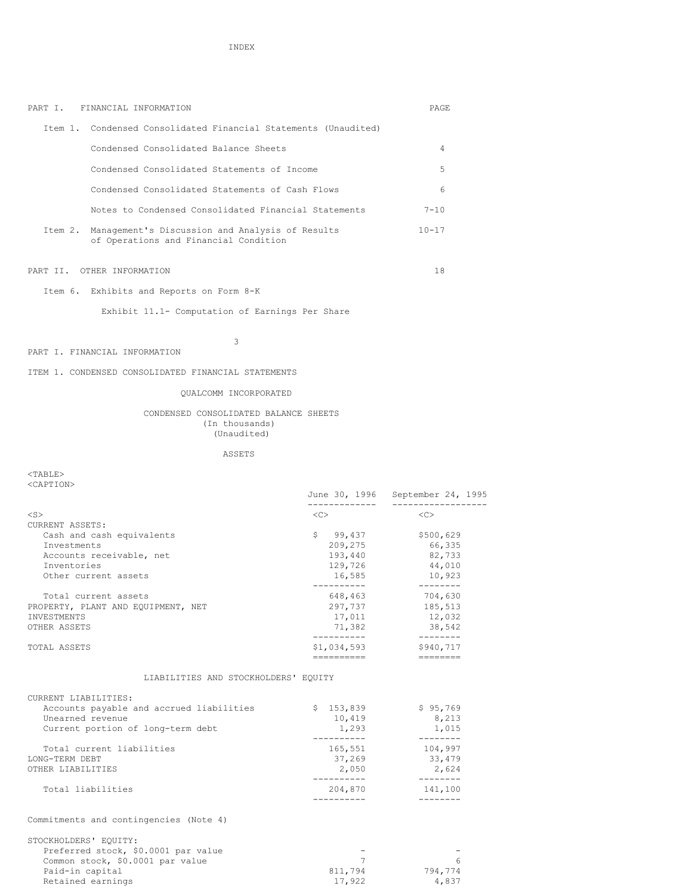# INDEX

| PART I. FINANCIAL INFORMATION | PAGE |
|---|---|
| Item 1. Condensed Consolidated Financial Statements (Unaudited) | |
| Condensed Consolidated Balance Sheets | 4 |
| Condensed Consolidated Statements of Income | 5 |
| Condensed Consolidated Statements of Cash Flows | 6 |
| Notes to Condensed Consolidated Financial Statements | 7-10 |
| Item 2. Management's Discussion and Analysis of Results of Operations and Financial Condition | 10-17 |
| PART II. OTHER INFORMATION | 18 |
| Item 6. Exhibits and Reports on Form 8-K | |
| Exhibit 11.1- Computation of Earnings Per Share | |

PART I. FINANCIAL INFORMATION

ITEM 1. CONDENSED CONSOLIDATED FINANCIAL STATEMENTS

## QUALCOMM INCORPORATED

### CONDENSED CONSOLIDATED BALANCE SHEETS
(In thousands)
(Unaudited)

ASSETS

| | June 30, 1996 | September 24, 1995 |
|---|---|---|
| CURRENT ASSETS: | | |
| Cash and cash equivalents | $ 99,437 | $500,629 |
| Investments | 209,275 | 66,335 |
| Accounts receivable, net | 193,440 | 82,733 |
| Inventories | 129,726 | 44,010 |
| Other current assets | 16,585 | 10,923 |
| Total current assets | 648,463 | 704,630 |
| PROPERTY, PLANT AND EQUIPMENT, NET | 297,737 | 185,513 |
| INVESTMENTS | 17,011 | 12,032 |
| OTHER ASSETS | 71,382 | 38,542 |
| TOTAL ASSETS | $1,034,593 | $940,717 |

LIABILITIES AND STOCKHOLDERS' EQUITY

| | June 30, 1996 | September 24, 1995 |
|---|---|---|
| CURRENT LIABILITIES: | | |
| Accounts payable and accrued liabilities | $ 153,839 | $ 95,769 |
| Unearned revenue | 10,419 | 8,213 |
| Current portion of long-term debt | 1,293 | 1,015 |
| Total current liabilities | 165,551 | 104,997 |
| LONG-TERM DEBT | 37,269 | 33,479 |
| OTHER LIABILITIES | 2,050 | 2,624 |
| Total liabilities | 204,870 | 141,100 |
| Commitments and contingencies (Note 4) | | |
| STOCKHOLDERS' EQUITY: | | |
| Preferred stock, $0.0001 par value | - | - |
| Common stock, $0.0001 par value | 7 | 6 |
| Paid-in capital | 811,794 | 794,774 |
| Retained earnings | 17,922 | 4,837 |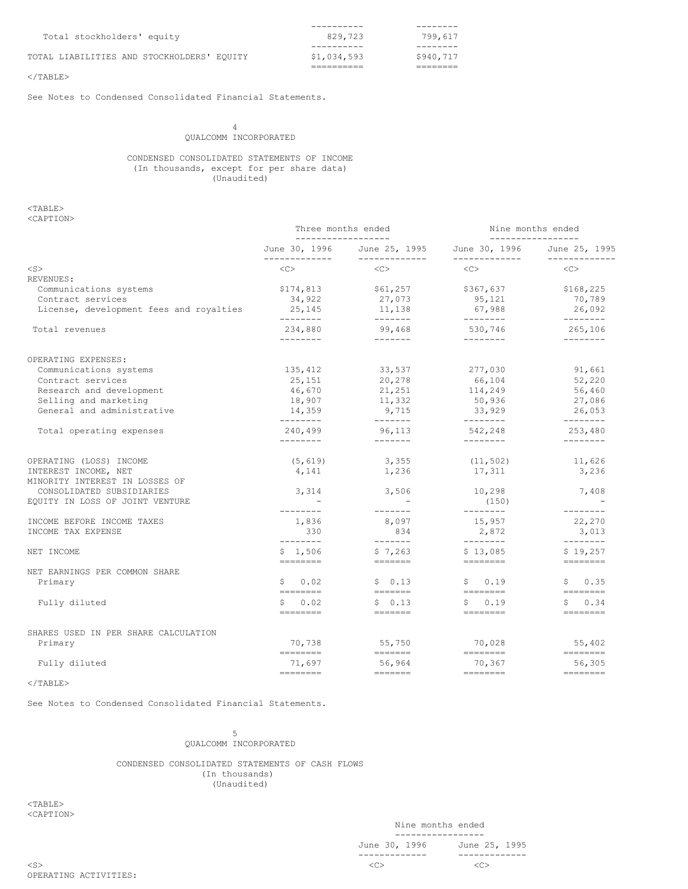| | | |
|---|---|---|
| Total stockholders' equity | 829,723 | 799,617 |
| TOTAL LIABILITIES AND STOCKHOLDERS' EQUITY | $1,034,593 | $940,717 |

See Notes to Condensed Consolidated Financial Statements.

QUALCOMM INCORPORATED

CONDENSED CONSOLIDATED STATEMENTS OF INCOME
(In thousands, except for per share data)
(Unaudited)

| | Three months ended | | Nine months ended | |
|---|---|---|---|---|
| | June 30, 1996 | June 25, 1995 | June 30, 1996 | June 25, 1995 |
| REVENUES: | | | | |
| Communications systems | $174,813 | $61,257 | $367,637 | $168,225 |
| Contract services | 34,922 | 27,073 | 95,121 | 70,789 |
| License, development fees and royalties | 25,145 | 11,138 | 67,988 | 26,092 |
| Total revenues | 234,880 | 99,468 | 530,746 | 265,106 |
| OPERATING EXPENSES: | | | | |
| Communications systems | 135,412 | 33,537 | 277,030 | 91,661 |
| Contract services | 25,151 | 20,278 | 66,104 | 52,220 |
| Research and development | 46,670 | 21,251 | 114,249 | 56,460 |
| Selling and marketing | 18,907 | 11,332 | 50,936 | 27,086 |
| General and administrative | 14,359 | 9,715 | 33,929 | 26,053 |
| Total operating expenses | 240,499 | 96,113 | 542,248 | 253,480 |
| OPERATING (LOSS) INCOME | (5,619) | 3,355 | (11,502) | 11,626 |
| INTEREST INCOME, NET | 4,141 | 1,236 | 17,311 | 3,236 |
| MINORITY INTEREST IN LOSSES OF CONSOLIDATED SUBSIDIARIES | 3,314 | 3,506 | 10,298 | 7,408 |
| EQUITY IN LOSS OF JOINT VENTURE | - | - | (150) | - |
| INCOME BEFORE INCOME TAXES | 1,836 | 8,097 | 15,957 | 22,270 |
| INCOME TAX EXPENSE | 330 | 834 | 2,872 | 3,013 |
| NET INCOME | $ 1,506 | $ 7,263 | $ 13,085 | $ 19,257 |
| NET EARNINGS PER COMMON SHARE | | | | |
| Primary | $ 0.02 | $ 0.13 | $ 0.19 | $ 0.35 |
| Fully diluted | $ 0.02 | $ 0.13 | $ 0.19 | $ 0.34 |
| SHARES USED IN PER SHARE CALCULATION | | | | |
| Primary | 70,738 | 55,750 | 70,028 | 55,402 |
| Fully diluted | 71,697 | 56,964 | 70,367 | 56,305 |

See Notes to Condensed Consolidated Financial Statements.

QUALCOMM INCORPORATED

CONDENSED CONSOLIDATED STATEMENTS OF CASH FLOWS
(In thousands)
(Unaudited)

| | Nine months ended | |
|---|---|---|
| | June 30, 1996 | June 25, 1995 |
| OPERATING ACTIVITIES: | | |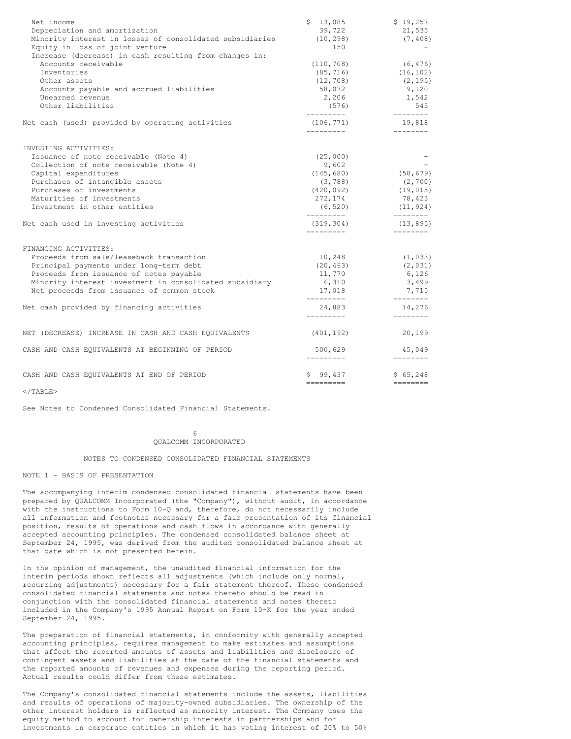| | | |
|---|---|---|
| Net income | $ 13,085 | $ 19,257 |
| Depreciation and amortization | 39,722 | 21,535 |
| Minority interest in losses of consolidated subsidiaries | (10,298) | (7,408) |
| Equity in loss of joint venture | 150 | - |
| Increase (decrease) in cash resulting from changes in: | | |
| Accounts receivable | (110,708) | (6,476) |
| Inventories | (85,716) | (16,102) |
| Other assets | (12,708) | (2,195) |
| Accounts payable and accrued liabilities | 58,072 | 9,120 |
| Unearned revenue | 2,206 | 1,542 |
| Other liabilities | (576) | 545 |
| Net cash (used) provided by operating activities | (106,771) | 19,818 |
| INVESTING ACTIVITIES: | | |
| Issuance of note receivable (Note 4) | (25,000) | - |
| Collection of note receivable (Note 4) | 9,602 | - |
| Capital expenditures | (145,680) | (58,679) |
| Purchases of intangible assets | (3,788) | (2,700) |
| Purchases of investments | (420,092) | (19,015) |
| Maturities of investments | 272,174 | 78,423 |
| Investment in other entities | (6,520) | (11,924) |
| Net cash used in investing activities | (319,304) | (13,895) |
| FINANCING ACTIVITIES: | | |
| Proceeds from sale/leaseback transaction | 10,248 | (1,033) |
| Principal payments under long-term debt | (20,463) | (2,031) |
| Proceeds from issuance of notes payable | 11,770 | 6,126 |
| Minority interest investment in consolidated subsidiary | 6,310 | 3,499 |
| Net proceeds from issuance of common stock | 17,018 | 7,715 |
| Net cash provided by financing activities | 24,883 | 14,276 |
| NET (DECREASE) INCREASE IN CASH AND CASH EQUIVALENTS | (401,192) | 20,199 |
| CASH AND CASH EQUIVALENTS AT BEGINNING OF PERIOD | 500,629 | 45,049 |
| CASH AND CASH EQUIVALENTS AT END OF PERIOD | $ 99,437 | $ 65,248 |

See Notes to Condensed Consolidated Financial Statements.

QUALCOMM INCORPORATED

NOTES TO CONDENSED CONSOLIDATED FINANCIAL STATEMENTS

NOTE 1 - BASIS OF PRESENTATION

The accompanying interim condensed consolidated financial statements have been prepared by QUALCOMM Incorporated (the "Company"), without audit, in accordance with the instructions to Form 10-Q and, therefore, do not necessarily include all information and footnotes necessary for a fair presentation of its financial position, results of operations and cash flows in accordance with generally accepted accounting principles. The condensed consolidated balance sheet at September 24, 1995, was derived from the audited consolidated balance sheet at that date which is not presented herein.

In the opinion of management, the unaudited financial information for the interim periods shown reflects all adjustments (which include only normal, recurring adjustments) necessary for a fair statement thereof. These condensed consolidated financial statements and notes thereto should be read in conjunction with the consolidated financial statements and notes thereto included in the Company's 1995 Annual Report on Form 10-K for the year ended September 24, 1995.

The preparation of financial statements, in conformity with generally accepted accounting principles, requires management to make estimates and assumptions that affect the reported amounts of assets and liabilities and disclosure of contingent assets and liabilities at the date of the financial statements and the reported amounts of revenues and expenses during the reporting period. Actual results could differ from these estimates.

The Company's consolidated financial statements include the assets, liabilities and results of operations of majority-owned subsidiaries. The ownership of the other interest holders is reflected as minority interest. The Company uses the equity method to account for ownership interests in partnerships and for investments in corporate entities in which it has voting interest of 20% to 50%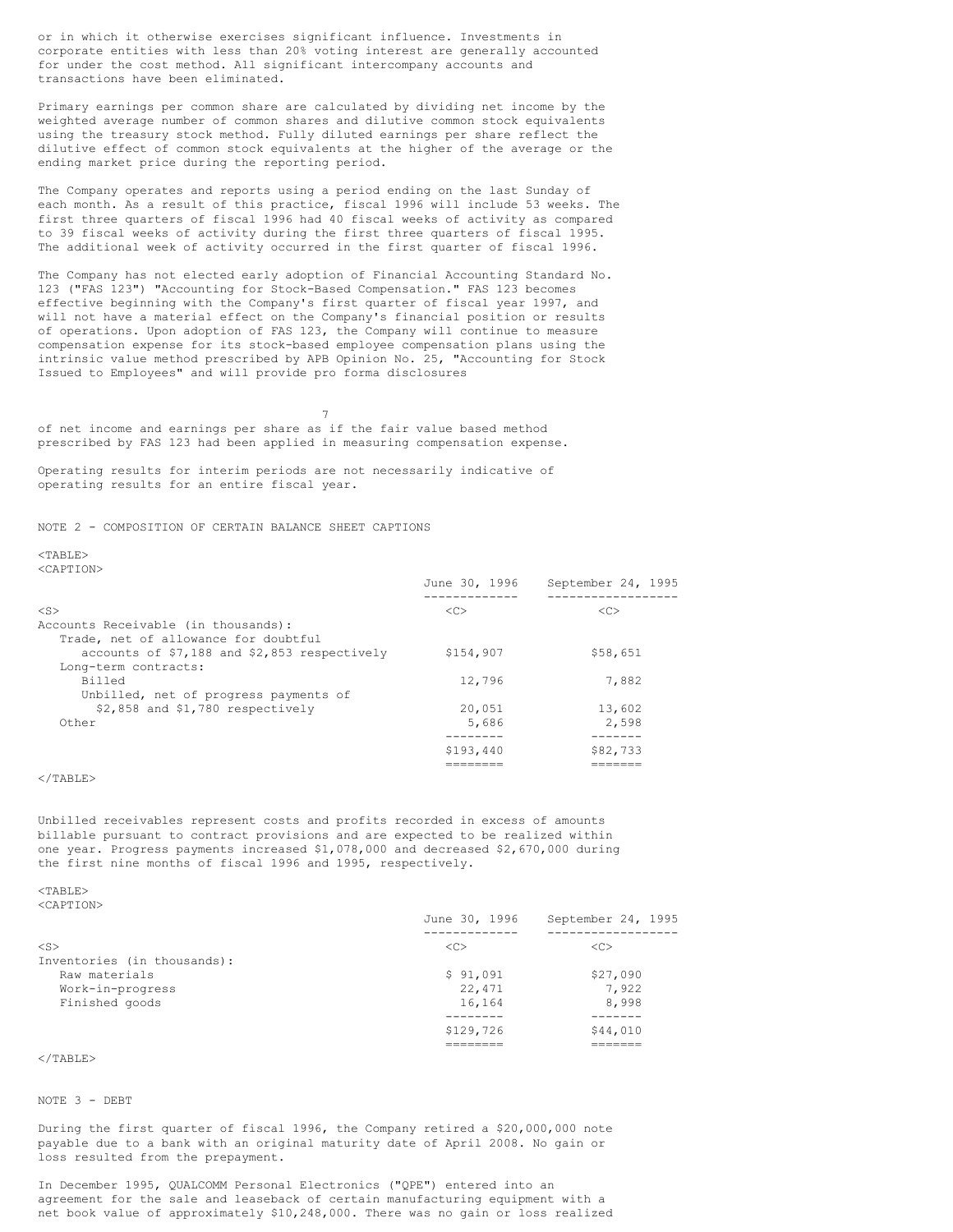or in which it otherwise exercises significant influence. Investments in corporate entities with less than 20% voting interest are generally accounted for under the cost method. All significant intercompany accounts and transactions have been eliminated.

Primary earnings per common share are calculated by dividing net income by the weighted average number of common shares and dilutive common stock equivalents using the treasury stock method. Fully diluted earnings per share reflect the dilutive effect of common stock equivalents at the higher of the average or the ending market price during the reporting period.

The Company operates and reports using a period ending on the last Sunday of each month. As a result of this practice, fiscal 1996 will include 53 weeks. The first three quarters of fiscal 1996 had 40 fiscal weeks of activity as compared to 39 fiscal weeks of activity during the first three quarters of fiscal 1995. The additional week of activity occurred in the first quarter of fiscal 1996.

The Company has not elected early adoption of Financial Accounting Standard No. 123 ("FAS 123") "Accounting for Stock-Based Compensation." FAS 123 becomes effective beginning with the Company's first quarter of fiscal year 1997, and will not have a material effect on the Company's financial position or results of operations. Upon adoption of FAS 123, the Company will continue to measure compensation expense for its stock-based employee compensation plans using the intrinsic value method prescribed by APB Opinion No. 25, "Accounting for Stock Issued to Employees" and will provide pro forma disclosures of net income and earnings per share as if the fair value based method prescribed by FAS 123 had been applied in measuring compensation expense.

Operating results for interim periods are not necessarily indicative of operating results for an entire fiscal year.

NOTE 2 - COMPOSITION OF CERTAIN BALANCE SHEET CAPTIONS

| | June 30, 1996 | September 24, 1995 |
|---|---|---|
| Accounts Receivable (in thousands): | | |
| Trade, net of allowance for doubtful accounts of $7,188 and $2,853 respectively | $154,907 | $58,651 |
| Long-term contracts: | | |
| Billed | 12,796 | 7,882 |
| Unbilled, net of progress payments of $2,858 and $1,780 respectively | 20,051 | 13,602 |
| Other | 5,686 | 2,598 |
| | $193,440 | $82,733 |

Unbilled receivables represent costs and profits recorded in excess of amounts billable pursuant to contract provisions and are expected to be realized within one year. Progress payments increased $1,078,000 and decreased $2,670,000 during the first nine months of fiscal 1996 and 1995, respectively.

| | June 30, 1996 | September 24, 1995 |
|---|---|---|
| Inventories (in thousands): | | |
| Raw materials | $ 91,091 | $27,090 |
| Work-in-progress | 22,471 | 7,922 |
| Finished goods | 16,164 | 8,998 |
| | $129,726 | $44,010 |

NOTE 3 - DEBT

During the first quarter of fiscal 1996, the Company retired a $20,000,000 note payable due to a bank with an original maturity date of April 2008. No gain or loss resulted from the prepayment.

In December 1995, QUALCOMM Personal Electronics ("QPE") entered into an agreement for the sale and leaseback of certain manufacturing equipment with a net book value of approximately $10,248,000. There was no gain or loss realized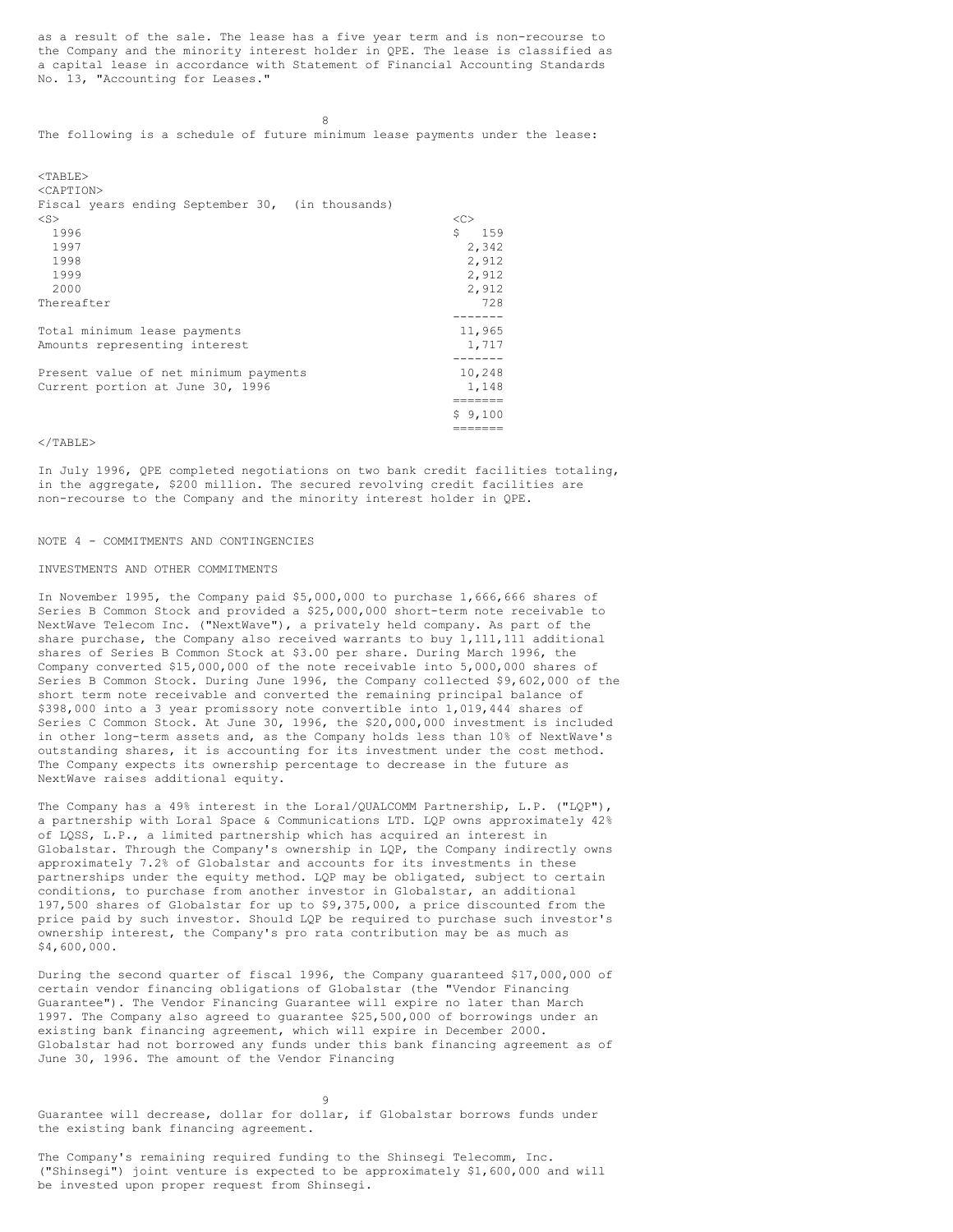as a result of the sale. The lease has a five year term and is non-recourse to the Company and the minority interest holder in QPE. The lease is classified as a capital lease in accordance with Statement of Financial Accounting Standards No. 13, "Accounting for Leases."

The following is a schedule of future minimum lease payments under the lease:

| Fiscal years ending September 30, (in thousands) | |
|---|---|
| 1996 | $ 159 |
| 1997 | 2,342 |
| 1998 | 2,912 |
| 1999 | 2,912 |
| 2000 | 2,912 |
| Thereafter | 728 |
| Total minimum lease payments | 11,965 |
| Amounts representing interest | 1,717 |
| Present value of net minimum payments | 10,248 |
| Current portion at June 30, 1996 | 1,148 |
| | $ 9,100 |

In July 1996, QPE completed negotiations on two bank credit facilities totaling, in the aggregate, $200 million. The secured revolving credit facilities are non-recourse to the Company and the minority interest holder in QPE.

## NOTE 4 - COMMITMENTS AND CONTINGENCIES

### INVESTMENTS AND OTHER COMMITMENTS

In November 1995, the Company paid $5,000,000 to purchase 1,666,666 shares of Series B Common Stock and provided a $25,000,000 short-term note receivable to NextWave Telecom Inc. ("NextWave"), a privately held company. As part of the share purchase, the Company also received warrants to buy 1,111,111 additional shares of Series B Common Stock at $3.00 per share. During March 1996, the Company converted $15,000,000 of the note receivable into 5,000,000 shares of Series B Common Stock. During June 1996, the Company collected $9,602,000 of the short term note receivable and converted the remaining principal balance of $398,000 into a 3 year promissory note convertible into 1,019,444 shares of Series C Common Stock. At June 30, 1996, the $20,000,000 investment is included in other long-term assets and, as the Company holds less than 10% of NextWave's outstanding shares, it is accounting for its investment under the cost method. The Company expects its ownership percentage to decrease in the future as NextWave raises additional equity.

The Company has a 49% interest in the Loral/QUALCOMM Partnership, L.P. ("LQP"), a partnership with Loral Space & Communications LTD. LQP owns approximately 42% of LQSS, L.P., a limited partnership which has acquired an interest in Globalstar. Through the Company's ownership in LQP, the Company indirectly owns approximately 7.2% of Globalstar and accounts for its investments in these partnerships under the equity method. LQP may be obligated, subject to certain conditions, to purchase from another investor in Globalstar, an additional 197,500 shares of Globalstar for up to $9,375,000, a price discounted from the price paid by such investor. Should LQP be required to purchase such investor's ownership interest, the Company's pro rata contribution may be as much as $4,600,000.

During the second quarter of fiscal 1996, the Company guaranteed $17,000,000 of certain vendor financing obligations of Globalstar (the "Vendor Financing Guarantee"). The Vendor Financing Guarantee will expire no later than March 1997. The Company also agreed to guarantee $25,500,000 of borrowings under an existing bank financing agreement, which will expire in December 2000. Globalstar had not borrowed any funds under this bank financing agreement as of June 30, 1996. The amount of the Vendor Financing Guarantee will decrease, dollar for dollar, if Globalstar borrows funds under the existing bank financing agreement.

The Company's remaining required funding to the Shinsegi Telecomm, Inc. ("Shinsegi") joint venture is expected to be approximately $1,600,000 and will be invested upon proper request from Shinsegi.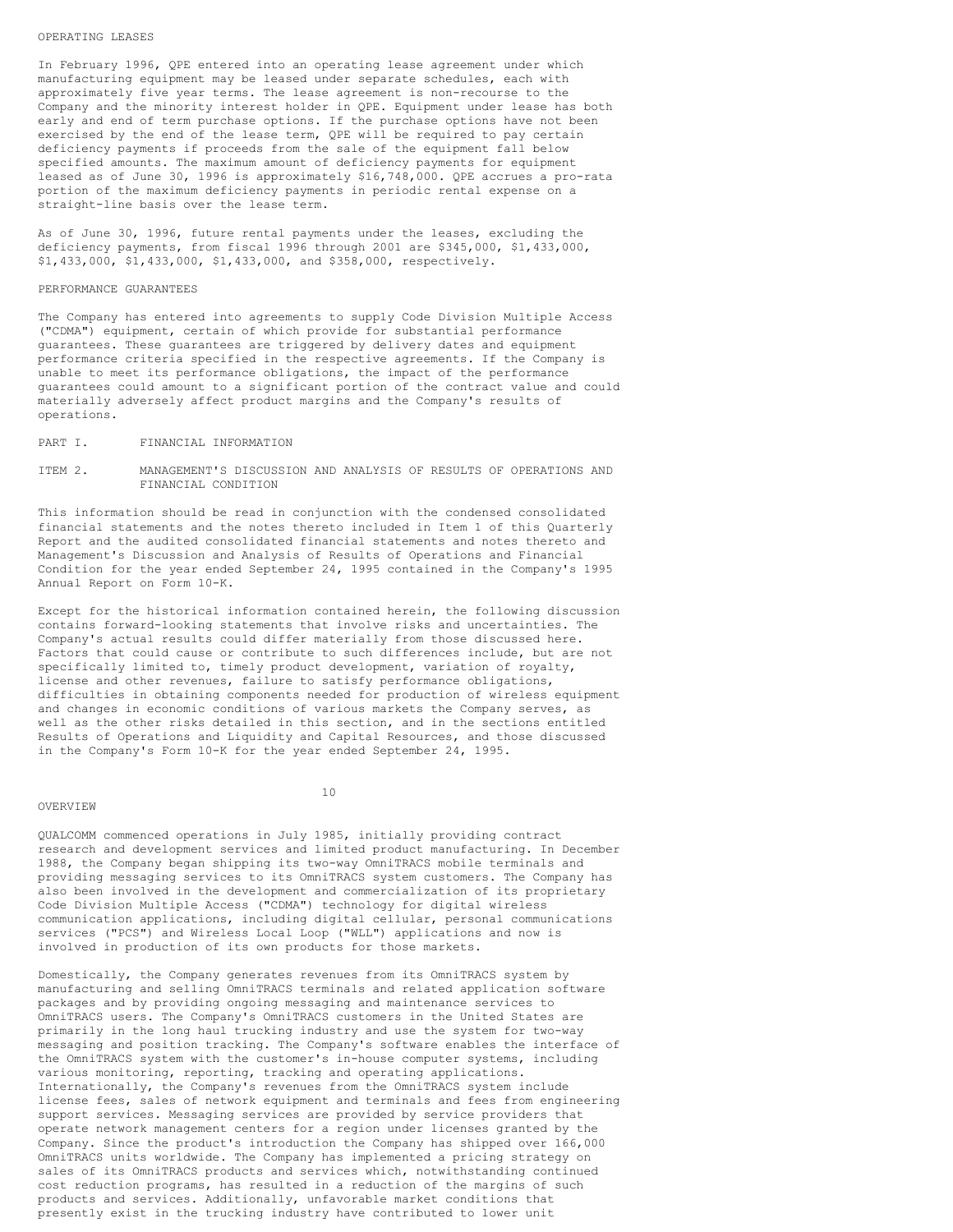## OPERATING LEASES

In February 1996, QPE entered into an operating lease agreement under which manufacturing equipment may be leased under separate schedules, each with approximately five year terms. The lease agreement is non-recourse to the Company and the minority interest holder in QPE. Equipment under lease has both early and end of term purchase options. If the purchase options have not been exercised by the end of the lease term, QPE will be required to pay certain deficiency payments if proceeds from the sale of the equipment fall below specified amounts. The maximum amount of deficiency payments for equipment leased as of June 30, 1996 is approximately $16,748,000. QPE accrues a pro-rata portion of the maximum deficiency payments in periodic rental expense on a straight-line basis over the lease term.

As of June 30, 1996, future rental payments under the leases, excluding the deficiency payments, from fiscal 1996 through 2001 are $345,000, $1,433,000, $1,433,000, $1,433,000, $1,433,000, and $358,000, respectively.

## PERFORMANCE GUARANTEES

The Company has entered into agreements to supply Code Division Multiple Access ("CDMA") equipment, certain of which provide for substantial performance guarantees. These guarantees are triggered by delivery dates and equipment performance criteria specified in the respective agreements. If the Company is unable to meet its performance obligations, the impact of the performance guarantees could amount to a significant portion of the contract value and could materially adversely affect product margins and the Company's results of operations.

# PART I. FINANCIAL INFORMATION

## ITEM 2. MANAGEMENT'S DISCUSSION AND ANALYSIS OF RESULTS OF OPERATIONS AND FINANCIAL CONDITION

This information should be read in conjunction with the condensed consolidated financial statements and the notes thereto included in Item 1 of this Quarterly Report and the audited consolidated financial statements and notes thereto and Management's Discussion and Analysis of Results of Operations and Financial Condition for the year ended September 24, 1995 contained in the Company's 1995 Annual Report on Form 10-K.

Except for the historical information contained herein, the following discussion contains forward-looking statements that involve risks and uncertainties. The Company's actual results could differ materially from those discussed here. Factors that could cause or contribute to such differences include, but are not specifically limited to, timely product development, variation of royalty, license and other revenues, failure to satisfy performance obligations, difficulties in obtaining components needed for production of wireless equipment and changes in economic conditions of various markets the Company serves, as well as the other risks detailed in this section, and in the sections entitled Results of Operations and Liquidity and Capital Resources, and those discussed in the Company's Form 10-K for the year ended September 24, 1995.

## OVERVIEW

QUALCOMM commenced operations in July 1985, initially providing contract research and development services and limited product manufacturing. In December 1988, the Company began shipping its two-way OmniTRACS mobile terminals and providing messaging services to its OmniTRACS system customers. The Company has also been involved in the development and commercialization of its proprietary Code Division Multiple Access ("CDMA") technology for digital wireless communication applications, including digital cellular, personal communications services ("PCS") and Wireless Local Loop ("WLL") applications and now is involved in production of its own products for those markets.

Domestically, the Company generates revenues from its OmniTRACS system by manufacturing and selling OmniTRACS terminals and related application software packages and by providing ongoing messaging and maintenance services to OmniTRACS users. The Company's OmniTRACS customers in the United States are primarily in the long haul trucking industry and use the system for two-way messaging and position tracking. The Company's software enables the interface of the OmniTRACS system with the customer's in-house computer systems, including various monitoring, reporting, tracking and operating applications. Internationally, the Company's revenues from the OmniTRACS system include license fees, sales of network equipment and terminals and fees from engineering support services. Messaging services are provided by service providers that operate network management centers for a region under licenses granted by the Company. Since the product's introduction the Company has shipped over 166,000 OmniTRACS units worldwide. The Company has implemented a pricing strategy on sales of its OmniTRACS products and services which, notwithstanding continued cost reduction programs, has resulted in a reduction of the margins of such products and services. Additionally, unfavorable market conditions that presently exist in the trucking industry have contributed to lower unit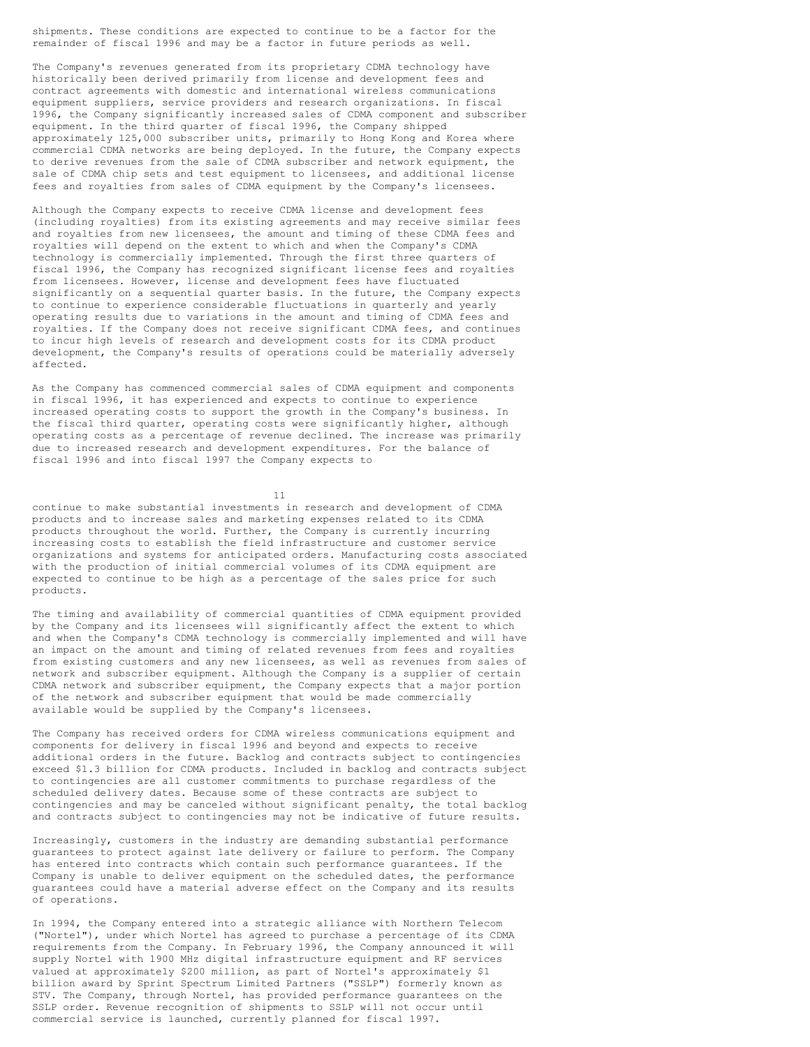shipments. These conditions are expected to continue to be a factor for the remainder of fiscal 1996 and may be a factor in future periods as well.

The Company's revenues generated from its proprietary CDMA technology have historically been derived primarily from license and development fees and contract agreements with domestic and international wireless communications equipment suppliers, service providers and research organizations. In fiscal 1996, the Company significantly increased sales of CDMA component and subscriber equipment. In the third quarter of fiscal 1996, the Company shipped approximately 125,000 subscriber units, primarily to Hong Kong and Korea where commercial CDMA networks are being deployed. In the future, the Company expects to derive revenues from the sale of CDMA subscriber and network equipment, the sale of CDMA chip sets and test equipment to licensees, and additional license fees and royalties from sales of CDMA equipment by the Company's licensees.

Although the Company expects to receive CDMA license and development fees (including royalties) from its existing agreements and may receive similar fees and royalties from new licensees, the amount and timing of these CDMA fees and royalties will depend on the extent to which and when the Company's CDMA technology is commercially implemented. Through the first three quarters of fiscal 1996, the Company has recognized significant license fees and royalties from licensees. However, license and development fees have fluctuated significantly on a sequential quarter basis. In the future, the Company expects to continue to experience considerable fluctuations in quarterly and yearly operating results due to variations in the amount and timing of CDMA fees and royalties. If the Company does not receive significant CDMA fees, and continues to incur high levels of research and development costs for its CDMA product development, the Company's results of operations could be materially adversely affected.

As the Company has commenced commercial sales of CDMA equipment and components in fiscal 1996, it has experienced and expects to continue to experience increased operating costs to support the growth in the Company's business. In the fiscal third quarter, operating costs were significantly higher, although operating costs as a percentage of revenue declined. The increase was primarily due to increased research and development expenditures. For the balance of fiscal 1996 and into fiscal 1997 the Company expects to continue to make substantial investments in research and development of CDMA products and to increase sales and marketing expenses related to its CDMA products throughout the world. Further, the Company is currently incurring increasing costs to establish the field infrastructure and customer service organizations and systems for anticipated orders. Manufacturing costs associated with the production of initial commercial volumes of its CDMA equipment are expected to continue to be high as a percentage of the sales price for such products.

The timing and availability of commercial quantities of CDMA equipment provided by the Company and its licensees will significantly affect the extent to which and when the Company's CDMA technology is commercially implemented and will have an impact on the amount and timing of related revenues from fees and royalties from existing customers and any new licensees, as well as revenues from sales of network and subscriber equipment. Although the Company is a supplier of certain CDMA network and subscriber equipment, the Company expects that a major portion of the network and subscriber equipment that would be made commercially available would be supplied by the Company's licensees.

The Company has received orders for CDMA wireless communications equipment and components for delivery in fiscal 1996 and beyond and expects to receive additional orders in the future. Backlog and contracts subject to contingencies exceed $1.3 billion for CDMA products. Included in backlog and contracts subject to contingencies are all customer commitments to purchase regardless of the scheduled delivery dates. Because some of these contracts are subject to contingencies and may be canceled without significant penalty, the total backlog and contracts subject to contingencies may not be indicative of future results.

Increasingly, customers in the industry are demanding substantial performance guarantees to protect against late delivery or failure to perform. The Company has entered into contracts which contain such performance guarantees. If the Company is unable to deliver equipment on the scheduled dates, the performance guarantees could have a material adverse effect on the Company and its results of operations.

In 1994, the Company entered into a strategic alliance with Northern Telecom ("Nortel"), under which Nortel has agreed to purchase a percentage of its CDMA requirements from the Company. In February 1996, the Company announced it will supply Nortel with 1900 MHz digital infrastructure equipment and RF services valued at approximately $200 million, as part of Nortel's approximately $1 billion award by Sprint Spectrum Limited Partners ("SSLP") formerly known as STV. The Company, through Nortel, has provided performance guarantees on the SSLP order. Revenue recognition of shipments to SSLP will not occur until commercial service is launched, currently planned for fiscal 1997.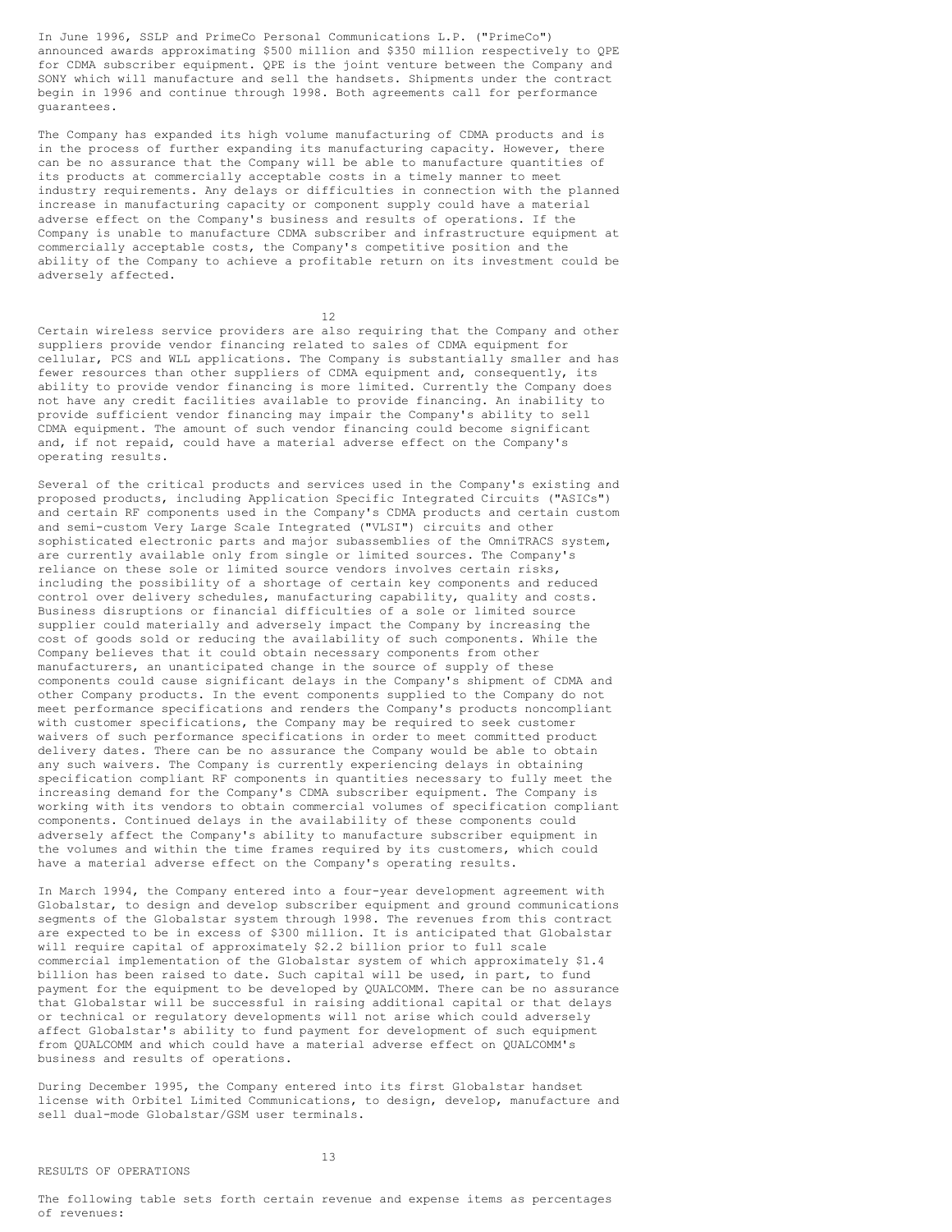In June 1996, SSLP and PrimeCo Personal Communications L.P. ("PrimeCo") announced awards approximating $500 million and $350 million respectively to QPE for CDMA subscriber equipment. QPE is the joint venture between the Company and SONY which will manufacture and sell the handsets. Shipments under the contract begin in 1996 and continue through 1998. Both agreements call for performance guarantees.

The Company has expanded its high volume manufacturing of CDMA products and is in the process of further expanding its manufacturing capacity. However, there can be no assurance that the Company will be able to manufacture quantities of its products at commercially acceptable costs in a timely manner to meet industry requirements. Any delays or difficulties in connection with the planned increase in manufacturing capacity or component supply could have a material adverse effect on the Company's business and results of operations. If the Company is unable to manufacture CDMA subscriber and infrastructure equipment at commercially acceptable costs, the Company's competitive position and the ability of the Company to achieve a profitable return on its investment could be adversely affected.

Certain wireless service providers are also requiring that the Company and other suppliers provide vendor financing related to sales of CDMA equipment for cellular, PCS and WLL applications. The Company is substantially smaller and has fewer resources than other suppliers of CDMA equipment and, consequently, its ability to provide vendor financing is more limited. Currently the Company does not have any credit facilities available to provide financing. An inability to provide sufficient vendor financing may impair the Company's ability to sell CDMA equipment. The amount of such vendor financing could become significant and, if not repaid, could have a material adverse effect on the Company's operating results.

Several of the critical products and services used in the Company's existing and proposed products, including Application Specific Integrated Circuits ("ASICs") and certain RF components used in the Company's CDMA products and certain custom and semi-custom Very Large Scale Integrated ("VLSI") circuits and other sophisticated electronic parts and major subassemblies of the OmniTRACS system, are currently available only from single or limited sources. The Company's reliance on these sole or limited source vendors involves certain risks, including the possibility of a shortage of certain key components and reduced control over delivery schedules, manufacturing capability, quality and costs. Business disruptions or financial difficulties of a sole or limited source supplier could materially and adversely impact the Company by increasing the cost of goods sold or reducing the availability of such components. While the Company believes that it could obtain necessary components from other manufacturers, an unanticipated change in the source of supply of these components could cause significant delays in the Company's shipment of CDMA and other Company products. In the event components supplied to the Company do not meet performance specifications and renders the Company's products noncompliant with customer specifications, the Company may be required to seek customer waivers of such performance specifications in order to meet committed product delivery dates. There can be no assurance the Company would be able to obtain any such waivers. The Company is currently experiencing delays in obtaining specification compliant RF components in quantities necessary to fully meet the increasing demand for the Company's CDMA subscriber equipment. The Company is working with its vendors to obtain commercial volumes of specification compliant components. Continued delays in the availability of these components could adversely affect the Company's ability to manufacture subscriber equipment in the volumes and within the time frames required by its customers, which could have a material adverse effect on the Company's operating results.

In March 1994, the Company entered into a four-year development agreement with Globalstar, to design and develop subscriber equipment and ground communications segments of the Globalstar system through 1998. The revenues from this contract are expected to be in excess of $300 million. It is anticipated that Globalstar will require capital of approximately $2.2 billion prior to full scale commercial implementation of the Globalstar system of which approximately $1.4 billion has been raised to date. Such capital will be used, in part, to fund payment for the equipment to be developed by QUALCOMM. There can be no assurance that Globalstar will be successful in raising additional capital or that delays or technical or regulatory developments will not arise which could adversely affect Globalstar's ability to fund payment for development of such equipment from QUALCOMM and which could have a material adverse effect on QUALCOMM's business and results of operations.

During December 1995, the Company entered into its first Globalstar handset license with Orbitel Limited Communications, to design, develop, manufacture and sell dual-mode Globalstar/GSM user terminals.

## RESULTS OF OPERATIONS

The following table sets forth certain revenue and expense items as percentages of revenues: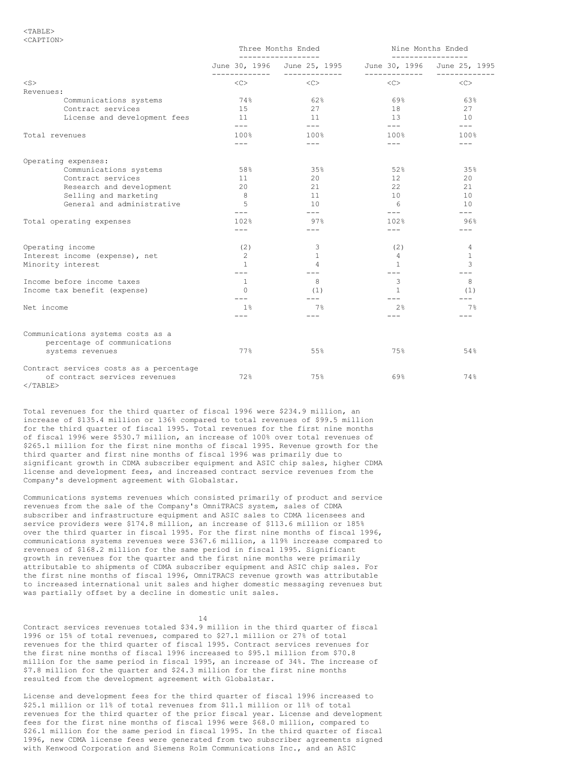| | Three Months Ended | | Nine Months Ended | |
|---|---|---|---|---|
| | June 30, 1996 | June 25, 1995 | June 30, 1996 | June 25, 1995 |
| Revenues: | | | | |
| Communications systems | 74% | 62% | 69% | 63% |
| Contract services | 15 | 27 | 18 | 27 |
| License and development fees | 11 | 11 | 13 | 10 |
| Total revenues | 100% | 100% | 100% | 100% |
| Operating expenses: | | | | |
| Communications systems | 58% | 35% | 52% | 35% |
| Contract services | 11 | 20 | 12 | 20 |
| Research and development | 20 | 21 | 22 | 21 |
| Selling and marketing | 8 | 11 | 10 | 10 |
| General and administrative | 5 | 10 | 6 | 10 |
| Total operating expenses | 102% | 97% | 102% | 96% |
| Operating income | (2) | 3 | (2) | 4 |
| Interest income (expense), net | 2 | 1 | 4 | 1 |
| Minority interest | 1 | 4 | 1 | 3 |
| Income before income taxes | 1 | 8 | 3 | 8 |
| Income tax benefit (expense) | 0 | (1) | 1 | (1) |
| Net income | 1% | 7% | 2% | 7% |
| Communications systems costs as a percentage of communications systems revenues | 77% | 55% | 75% | 54% |
| Contract services costs as a percentage of contract services revenues | 72% | 75% | 69% | 74% |

Total revenues for the third quarter of fiscal 1996 were $234.9 million, an increase of $135.4 million or 136% compared to total revenues of $99.5 million for the third quarter of fiscal 1995. Total revenues for the first nine months of fiscal 1996 were $530.7 million, an increase of 100% over total revenues of $265.1 million for the first nine months of fiscal 1995. Revenue growth for the third quarter and first nine months of fiscal 1996 was primarily due to significant growth in CDMA subscriber equipment and ASIC chip sales, higher CDMA license and development fees, and increased contract service revenues from the Company's development agreement with Globalstar.

Communications systems revenues which consisted primarily of product and service revenues from the sale of the Company's OmniTRACS system, sales of CDMA subscriber and infrastructure equipment and ASIC sales to CDMA licensees and service providers were $174.8 million, an increase of $113.6 million or 185% over the third quarter in fiscal 1995. For the first nine months of fiscal 1996, communications systems revenues were $367.6 million, a 119% increase compared to revenues of $168.2 million for the same period in fiscal 1995. Significant growth in revenues for the quarter and the first nine months were primarily attributable to shipments of CDMA subscriber equipment and ASIC chip sales. For the first nine months of fiscal 1996, OmniTRACS revenue growth was attributable to increased international unit sales and higher domestic messaging revenues but was partially offset by a decline in domestic unit sales.

Contract services revenues totaled $34.9 million in the third quarter of fiscal 1996 or 15% of total revenues, compared to $27.1 million or 27% of total revenues for the third quarter of fiscal 1995. Contract services revenues for the first nine months of fiscal 1996 increased to $95.1 million from $70.8 million for the same period in fiscal 1995, an increase of 34%. The increase of $7.8 million for the quarter and $24.3 million for the first nine months resulted from the development agreement with Globalstar.

License and development fees for the third quarter of fiscal 1996 increased to $25.1 million or 11% of total revenues from $11.1 million or 11% of total revenues for the third quarter of the prior fiscal year. License and development fees for the first nine months of fiscal 1996 were $68.0 million, compared to $26.1 million for the same period in fiscal 1995. In the third quarter of fiscal 1996, new CDMA license fees were generated from two subscriber agreements signed with Kenwood Corporation and Siemens Rolm Communications Inc., and an ASIC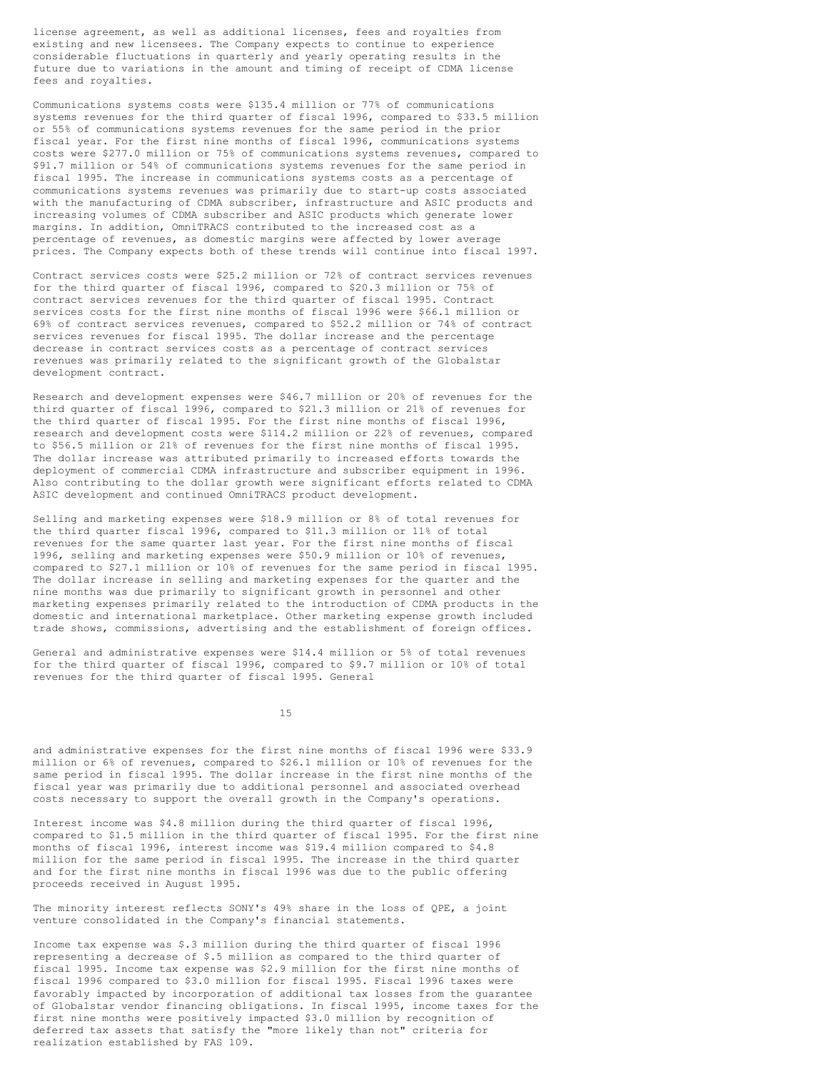license agreement, as well as additional licenses, fees and royalties from existing and new licensees. The Company expects to continue to experience considerable fluctuations in quarterly and yearly operating results in the future due to variations in the amount and timing of receipt of CDMA license fees and royalties.

Communications systems costs were $135.4 million or 77% of communications systems revenues for the third quarter of fiscal 1996, compared to $33.5 million or 55% of communications systems revenues for the same period in the prior fiscal year. For the first nine months of fiscal 1996, communications systems costs were $277.0 million or 75% of communications systems revenues, compared to $91.7 million or 54% of communications systems revenues for the same period in fiscal 1995. The increase in communications systems costs as a percentage of communications systems revenues was primarily due to start-up costs associated with the manufacturing of CDMA subscriber, infrastructure and ASIC products and increasing volumes of CDMA subscriber and ASIC products which generate lower margins. In addition, OmniTRACS contributed to the increased cost as a percentage of revenues, as domestic margins were affected by lower average prices. The Company expects both of these trends will continue into fiscal 1997.

Contract services costs were $25.2 million or 72% of contract services revenues for the third quarter of fiscal 1996, compared to $20.3 million or 75% of contract services revenues for the third quarter of fiscal 1995. Contract services costs for the first nine months of fiscal 1996 were $66.1 million or 69% of contract services revenues, compared to $52.2 million or 74% of contract services revenues for fiscal 1995. The dollar increase and the percentage decrease in contract services costs as a percentage of contract services revenues was primarily related to the significant growth of the Globalstar development contract.

Research and development expenses were $46.7 million or 20% of revenues for the third quarter of fiscal 1996, compared to $21.3 million or 21% of revenues for the third quarter of fiscal 1995. For the first nine months of fiscal 1996, research and development costs were $114.2 million or 22% of revenues, compared to $56.5 million or 21% of revenues for the first nine months of fiscal 1995. The dollar increase was attributed primarily to increased efforts towards the deployment of commercial CDMA infrastructure and subscriber equipment in 1996. Also contributing to the dollar growth were significant efforts related to CDMA ASIC development and continued OmniTRACS product development.

Selling and marketing expenses were $18.9 million or 8% of total revenues for the third quarter fiscal 1996, compared to $11.3 million or 11% of total revenues for the same quarter last year. For the first nine months of fiscal 1996, selling and marketing expenses were $50.9 million or 10% of revenues, compared to $27.1 million or 10% of revenues for the same period in fiscal 1995. The dollar increase in selling and marketing expenses for the quarter and the nine months was due primarily to significant growth in personnel and other marketing expenses primarily related to the introduction of CDMA products in the domestic and international marketplace. Other marketing expense growth included trade shows, commissions, advertising and the establishment of foreign offices.

General and administrative expenses were $14.4 million or 5% of total revenues for the third quarter of fiscal 1996, compared to $9.7 million or 10% of total revenues for the third quarter of fiscal 1995. General and administrative expenses for the first nine months of fiscal 1996 were $33.9 million or 6% of revenues, compared to $26.1 million or 10% of revenues for the same period in fiscal 1995. The dollar increase in the first nine months of the fiscal year was primarily due to additional personnel and associated overhead costs necessary to support the overall growth in the Company's operations.

Interest income was $4.8 million during the third quarter of fiscal 1996, compared to $1.5 million in the third quarter of fiscal 1995. For the first nine months of fiscal 1996, interest income was $19.4 million compared to $4.8 million for the same period in fiscal 1995. The increase in the third quarter and for the first nine months in fiscal 1996 was due to the public offering proceeds received in August 1995.

The minority interest reflects SONY's 49% share in the loss of QPE, a joint venture consolidated in the Company's financial statements.

Income tax expense was $.3 million during the third quarter of fiscal 1996 representing a decrease of $.5 million as compared to the third quarter of fiscal 1995. Income tax expense was $2.9 million for the first nine months of fiscal 1996 compared to $3.0 million for fiscal 1995. Fiscal 1996 taxes were favorably impacted by incorporation of additional tax losses from the guarantee of Globalstar vendor financing obligations. In fiscal 1995, income taxes for the first nine months were positively impacted $3.0 million by recognition of deferred tax assets that satisfy the "more likely than not" criteria for realization established by FAS 109.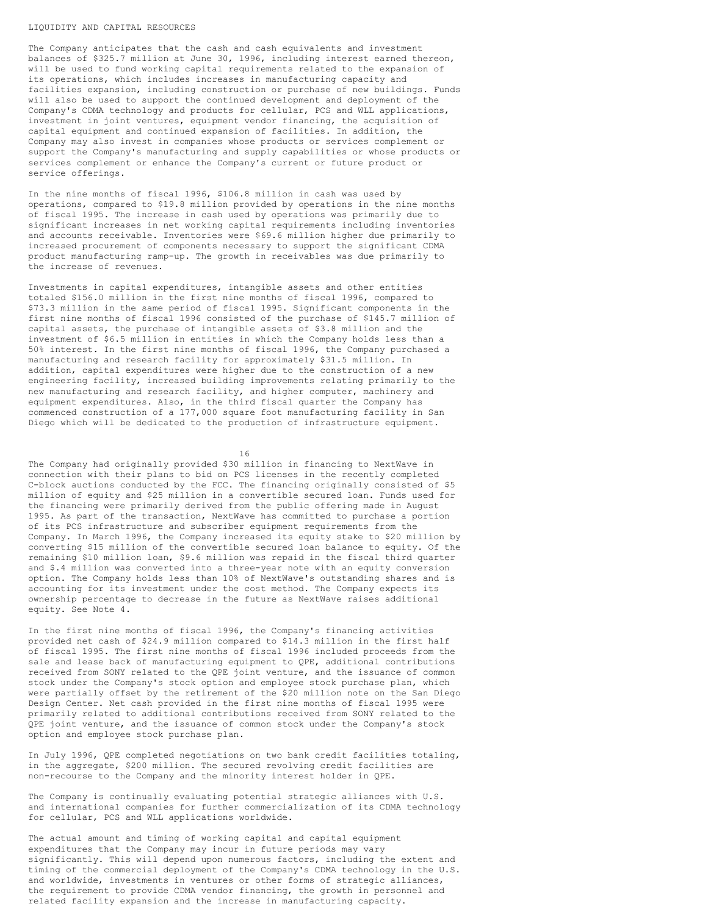## LIQUIDITY AND CAPITAL RESOURCES

The Company anticipates that the cash and cash equivalents and investment balances of $325.7 million at June 30, 1996, including interest earned thereon, will be used to fund working capital requirements related to the expansion of its operations, which includes increases in manufacturing capacity and facilities expansion, including construction or purchase of new buildings. Funds will also be used to support the continued development and deployment of the Company's CDMA technology and products for cellular, PCS and WLL applications, investment in joint ventures, equipment vendor financing, the acquisition of capital equipment and continued expansion of facilities. In addition, the Company may also invest in companies whose products or services complement or support the Company's manufacturing and supply capabilities or whose products or services complement or enhance the Company's current or future product or service offerings.

In the nine months of fiscal 1996, $106.8 million in cash was used by operations, compared to $19.8 million provided by operations in the nine months of fiscal 1995. The increase in cash used by operations was primarily due to significant increases in net working capital requirements including inventories and accounts receivable. Inventories were $69.6 million higher due primarily to increased procurement of components necessary to support the significant CDMA product manufacturing ramp-up. The growth in receivables was due primarily to the increase of revenues.

Investments in capital expenditures, intangible assets and other entities totaled $156.0 million in the first nine months of fiscal 1996, compared to $73.3 million in the same period of fiscal 1995. Significant components in the first nine months of fiscal 1996 consisted of the purchase of $145.7 million of capital assets, the purchase of intangible assets of $3.8 million and the investment of $6.5 million in entities in which the Company holds less than a 50% interest. In the first nine months of fiscal 1996, the Company purchased a manufacturing and research facility for approximately $31.5 million. In addition, capital expenditures were higher due to the construction of a new engineering facility, increased building improvements relating primarily to the new manufacturing and research facility, and higher computer, machinery and equipment expenditures. Also, in the third fiscal quarter the Company has commenced construction of a 177,000 square foot manufacturing facility in San Diego which will be dedicated to the production of infrastructure equipment.

The Company had originally provided $30 million in financing to NextWave in connection with their plans to bid on PCS licenses in the recently completed C-block auctions conducted by the FCC. The financing originally consisted of $5 million of equity and $25 million in a convertible secured loan. Funds used for the financing were primarily derived from the public offering made in August 1995. As part of the transaction, NextWave has committed to purchase a portion of its PCS infrastructure and subscriber equipment requirements from the Company. In March 1996, the Company increased its equity stake to $20 million by converting $15 million of the convertible secured loan balance to equity. Of the remaining $10 million loan, $9.6 million was repaid in the fiscal third quarter and $.4 million was converted into a three-year note with an equity conversion option. The Company holds less than 10% of NextWave's outstanding shares and is accounting for its investment under the cost method. The Company expects its ownership percentage to decrease in the future as NextWave raises additional equity. See Note 4.

In the first nine months of fiscal 1996, the Company's financing activities provided net cash of $24.9 million compared to $14.3 million in the first half of fiscal 1995. The first nine months of fiscal 1996 included proceeds from the sale and lease back of manufacturing equipment to QPE, additional contributions received from SONY related to the QPE joint venture, and the issuance of common stock under the Company's stock option and employee stock purchase plan, which were partially offset by the retirement of the $20 million note on the San Diego Design Center. Net cash provided in the first nine months of fiscal 1995 were primarily related to additional contributions received from SONY related to the QPE joint venture, and the issuance of common stock under the Company's stock option and employee stock purchase plan.

In July 1996, QPE completed negotiations on two bank credit facilities totaling, in the aggregate, $200 million. The secured revolving credit facilities are non-recourse to the Company and the minority interest holder in QPE.

The Company is continually evaluating potential strategic alliances with U.S. and international companies for further commercialization of its CDMA technology for cellular, PCS and WLL applications worldwide.

The actual amount and timing of working capital and capital equipment expenditures that the Company may incur in future periods may vary significantly. This will depend upon numerous factors, including the extent and timing of the commercial deployment of the Company's CDMA technology in the U.S. and worldwide, investments in ventures or other forms of strategic alliances, the requirement to provide CDMA vendor financing, the growth in personnel and related facility expansion and the increase in manufacturing capacity.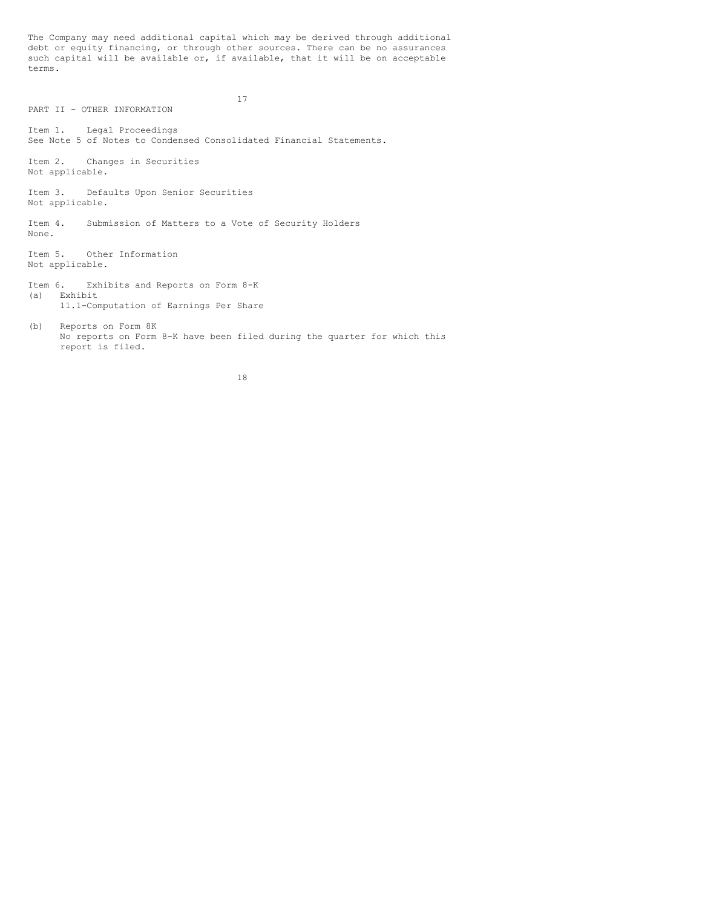The Company may need additional capital which may be derived through additional debt or equity financing, or through other sources. There can be no assurances such capital will be available or, if available, that it will be on acceptable terms.

## PART II - OTHER INFORMATION

Item 1. Legal Proceedings
See Note 5 of Notes to Condensed Consolidated Financial Statements.

Item 2. Changes in Securities
Not applicable.

Item 3. Defaults Upon Senior Securities
Not applicable.

Item 4. Submission of Matters to a Vote of Security Holders
None.

Item 5. Other Information
Not applicable.

Item 6. Exhibits and Reports on Form 8-K

(a) Exhibit
11.1-Computation of Earnings Per Share

(b) Reports on Form 8K
No reports on Form 8-K have been filed during the quarter for which this report is filed.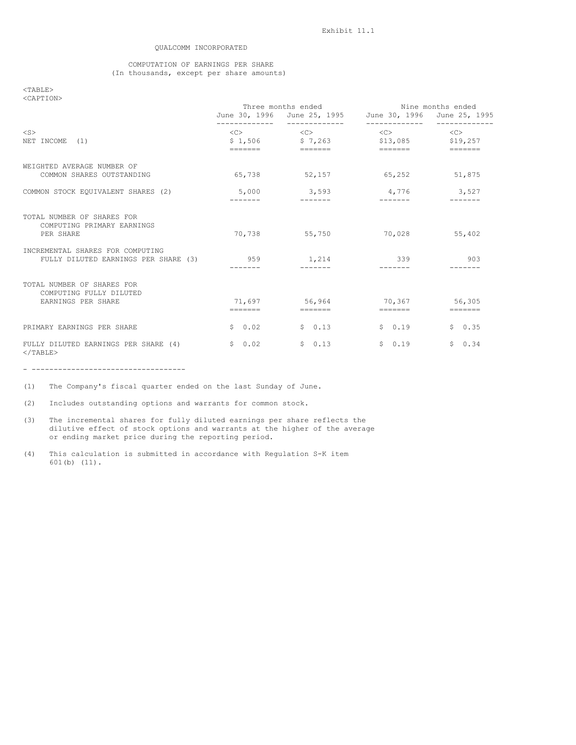Exhibit 11.1

QUALCOMM INCORPORATED

COMPUTATION OF EARNINGS PER SHARE
(In thousands, except per share amounts)

| | Three months ended | | Nine months ended | |
|---|---|---|---|---|
| | June 30, 1996 | June 25, 1995 | June 30, 1996 | June 25, 1995 |
| NET INCOME (1) | $ 1,506 | $ 7,263 | $13,085 | $19,257 |
| WEIGHTED AVERAGE NUMBER OF COMMON SHARES OUTSTANDING | 65,738 | 52,157 | 65,252 | 51,875 |
| COMMON STOCK EQUIVALENT SHARES (2) | 5,000 | 3,593 | 4,776 | 3,527 |
| TOTAL NUMBER OF SHARES FOR COMPUTING PRIMARY EARNINGS PER SHARE | 70,738 | 55,750 | 70,028 | 55,402 |
| INCREMENTAL SHARES FOR COMPUTING FULLY DILUTED EARNINGS PER SHARE (3) | 959 | 1,214 | 339 | 903 |
| TOTAL NUMBER OF SHARES FOR COMPUTING FULLY DILUTED EARNINGS PER SHARE | 71,697 | 56,964 | 70,367 | 56,305 |
| PRIMARY EARNINGS PER SHARE | $ 0.02 | $ 0.13 | $ 0.19 | $ 0.35 |
| FULLY DILUTED EARNINGS PER SHARE (4) | $ 0.02 | $ 0.13 | $ 0.19 | $ 0.34 |

---

(1) The Company's fiscal quarter ended on the last Sunday of June.

(2) Includes outstanding options and warrants for common stock.

(3) The incremental shares for fully diluted earnings per share reflects the dilutive effect of stock options and warrants at the higher of the average or ending market price during the reporting period.

(4) This calculation is submitted in accordance with Regulation S-K item 601(b) (11).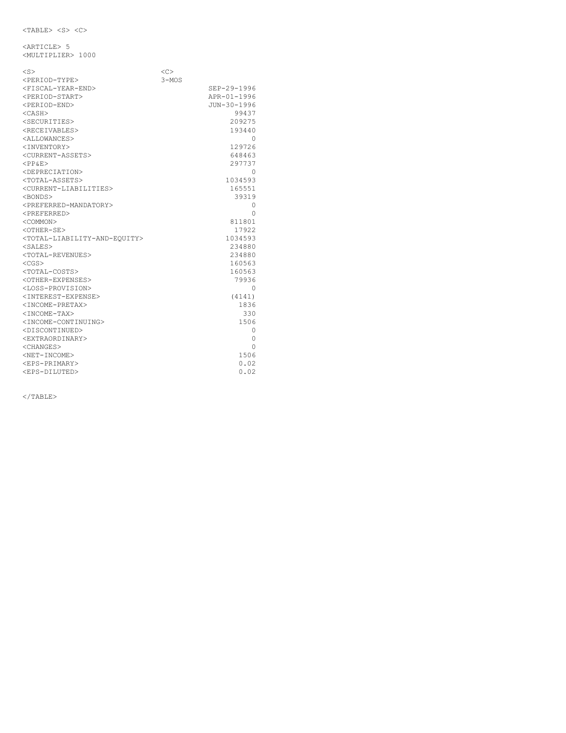<TABLE> <S> <C>

<ARTICLE> 5
<MULTIPLIER> 1000

| <S> | <C> |
|---|---|
| <PERIOD-TYPE> | 3-MOS |
| <FISCAL-YEAR-END> | SEP-29-1996 |
| <PERIOD-START> | APR-01-1996 |
| <PERIOD-END> | JUN-30-1996 |
| <CASH> | 99437 |
| <SECURITIES> | 209275 |
| <RECEIVABLES> | 193440 |
| <ALLOWANCES> | 0 |
| <INVENTORY> | 129726 |
| <CURRENT-ASSETS> | 648463 |
| <PP&E> | 297737 |
| <DEPRECIATION> | 0 |
| <TOTAL-ASSETS> | 1034593 |
| <CURRENT-LIABILITIES> | 165551 |
| <BONDS> | 39319 |
| <PREFERRED-MANDATORY> | 0 |
| <PREFERRED> | 0 |
| <COMMON> | 811801 |
| <OTHER-SE> | 17922 |
| <TOTAL-LIABILITY-AND-EQUITY> | 1034593 |
| <SALES> | 234880 |
| <TOTAL-REVENUES> | 234880 |
| <CGS> | 160563 |
| <TOTAL-COSTS> | 160563 |
| <OTHER-EXPENSES> | 79936 |
| <LOSS-PROVISION> | 0 |
| <INTEREST-EXPENSE> | (4141) |
| <INCOME-PRETAX> | 1836 |
| <INCOME-TAX> | 330 |
| <INCOME-CONTINUING> | 1506 |
| <DISCONTINUED> | 0 |
| <EXTRAORDINARY> | 0 |
| <CHANGES> | 0 |
| <NET-INCOME> | 1506 |
| <EPS-PRIMARY> | 0.02 |
| <EPS-DILUTED> | 0.02 |

</TABLE>